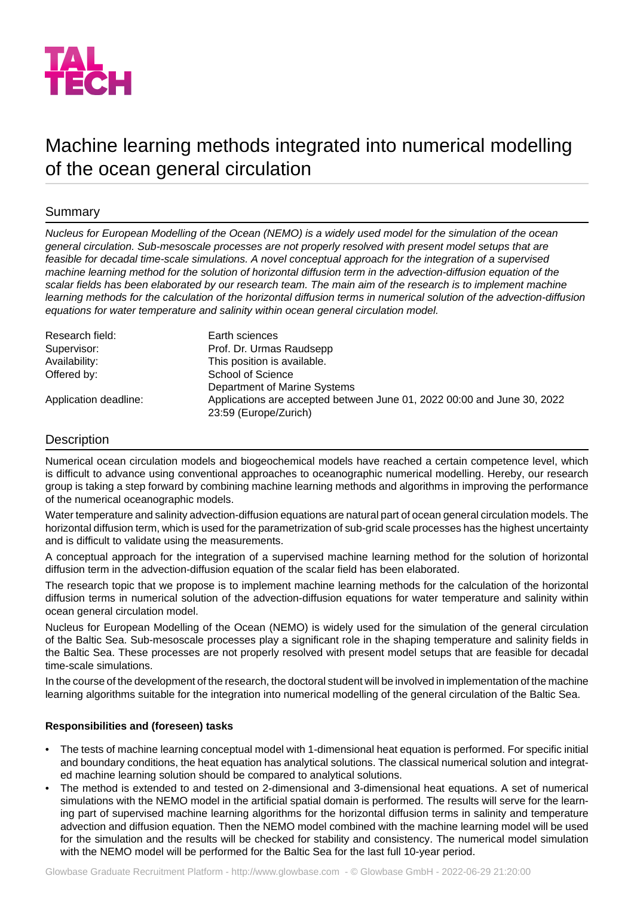TAL
TECH

# Machine learning methods integrated into numerical modelling of the ocean general circulation

## Summary

*Nucleus for European Modelling of the Ocean (NEMO) is a widely used model for the simulation of the ocean general circulation. Sub-mesoscale processes are not properly resolved with present model setups that are feasible for decadal time-scale simulations. A novel conceptual approach for the integration of a supervised machine learning method for the solution of horizontal diffusion term in the advection-diffusion equation of the scalar fields has been elaborated by our research team. The main aim of the research is to implement machine learning methods for the calculation of the horizontal diffusion terms in numerical solution of the advection-diffusion equations for water temperature and salinity within ocean general circulation model.*

| | |
|---|---|
| Research field: | Earth sciences |
| Supervisor: | Prof. Dr. Urmas Raudsepp |
| Availability: | This position is available. |
| Offered by: | School of Science<br>Department of Marine Systems |
| Application deadline: | Applications are accepted between June 01, 2022 00:00 and June 30, 2022 23:59 (Europe/Zurich) |

## Description

Numerical ocean circulation models and biogeochemical models have reached a certain competence level, which is difficult to advance using conventional approaches to oceanographic numerical modelling. Hereby, our research group is taking a step forward by combining machine learning methods and algorithms in improving the performance of the numerical oceanographic models.

Water temperature and salinity advection-diffusion equations are natural part of ocean general circulation models. The horizontal diffusion term, which is used for the parametrization of sub-grid scale processes has the highest uncertainty and is difficult to validate using the measurements.

A conceptual approach for the integration of a supervised machine learning method for the solution of horizontal diffusion term in the advection-diffusion equation of the scalar field has been elaborated.

The research topic that we propose is to implement machine learning methods for the calculation of the horizontal diffusion terms in numerical solution of the advection-diffusion equations for water temperature and salinity within ocean general circulation model.

Nucleus for European Modelling of the Ocean (NEMO) is widely used for the simulation of the general circulation of the Baltic Sea. Sub-mesoscale processes play a significant role in the shaping temperature and salinity fields in the Baltic Sea. These processes are not properly resolved with present model setups that are feasible for decadal time-scale simulations.

In the course of the development of the research, the doctoral student will be involved in implementation of the machine learning algorithms suitable for the integration into numerical modelling of the general circulation of the Baltic Sea.

**Responsibilities and (foreseen) tasks**

- The tests of machine learning conceptual model with 1-dimensional heat equation is performed. For specific initial and boundary conditions, the heat equation has analytical solutions. The classical numerical solution and integrated machine learning solution should be compared to analytical solutions.
- The method is extended to and tested on 2-dimensional and 3-dimensional heat equations. A set of numerical simulations with the NEMO model in the artificial spatial domain is performed. The results will serve for the learning part of supervised machine learning algorithms for the horizontal diffusion terms in salinity and temperature advection and diffusion equation. Then the NEMO model combined with the machine learning model will be used for the simulation and the results will be checked for stability and consistency. The numerical model simulation with the NEMO model will be performed for the Baltic Sea for the last full 10-year period.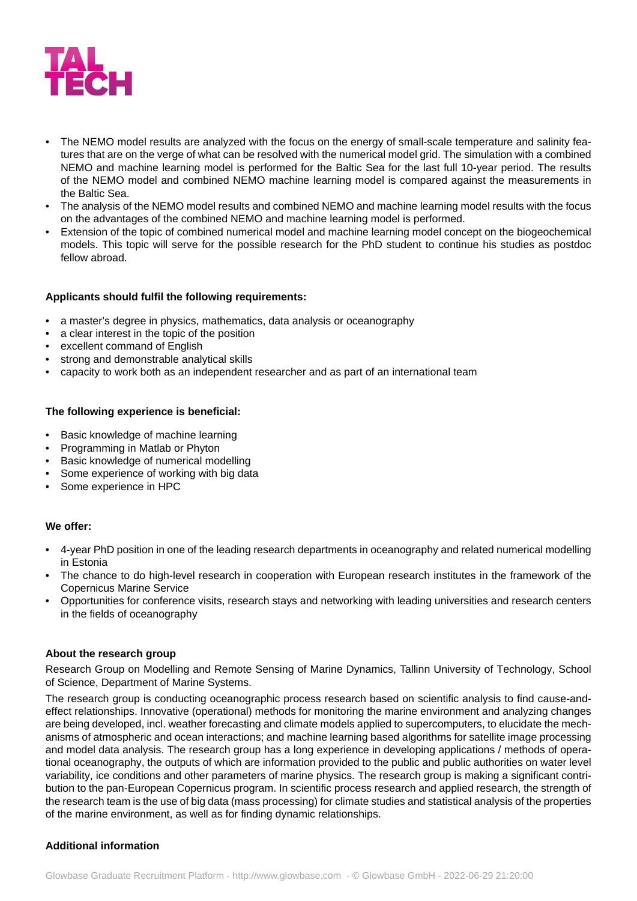- The NEMO model results are analyzed with the focus on the energy of small-scale temperature and salinity features that are on the verge of what can be resolved with the numerical model grid. The simulation with a combined NEMO and machine learning model is performed for the Baltic Sea for the last full 10-year period. The results of the NEMO model and combined NEMO machine learning model is compared against the measurements in the Baltic Sea.
- The analysis of the NEMO model results and combined NEMO and machine learning model results with the focus on the advantages of the combined NEMO and machine learning model is performed.
- Extension of the topic of combined numerical model and machine learning model concept on the biogeochemical models. This topic will serve for the possible research for the PhD student to continue his studies as postdoc fellow abroad.

**Applicants should fulfil the following requirements:**

- a master's degree in physics, mathematics, data analysis or oceanography
- a clear interest in the topic of the position
- excellent command of English
- strong and demonstrable analytical skills
- capacity to work both as an independent researcher and as part of an international team

**The following experience is beneficial:**

- Basic knowledge of machine learning
- Programming in Matlab or Phyton
- Basic knowledge of numerical modelling
- Some experience of working with big data
- Some experience in HPC

**We offer:**

- 4-year PhD position in one of the leading research departments in oceanography and related numerical modelling in Estonia
- The chance to do high-level research in cooperation with European research institutes in the framework of the Copernicus Marine Service
- Opportunities for conference visits, research stays and networking with leading universities and research centers in the fields of oceanography

**About the research group**

Research Group on Modelling and Remote Sensing of Marine Dynamics, Tallinn University of Technology, School of Science, Department of Marine Systems.

The research group is conducting oceanographic process research based on scientific analysis to find cause-and-effect relationships. Innovative (operational) methods for monitoring the marine environment and analyzing changes are being developed, incl. weather forecasting and climate models applied to supercomputers, to elucidate the mechanisms of atmospheric and ocean interactions; and machine learning based algorithms for satellite image processing and model data analysis. The research group has a long experience in developing applications / methods of operational oceanography, the outputs of which are information provided to the public and public authorities on water level variability, ice conditions and other parameters of marine physics. The research group is making a significant contribution to the pan-European Copernicus program. In scientific process research and applied research, the strength of the research team is the use of big data (mass processing) for climate studies and statistical analysis of the properties of the marine environment, as well as for finding dynamic relationships.

**Additional information**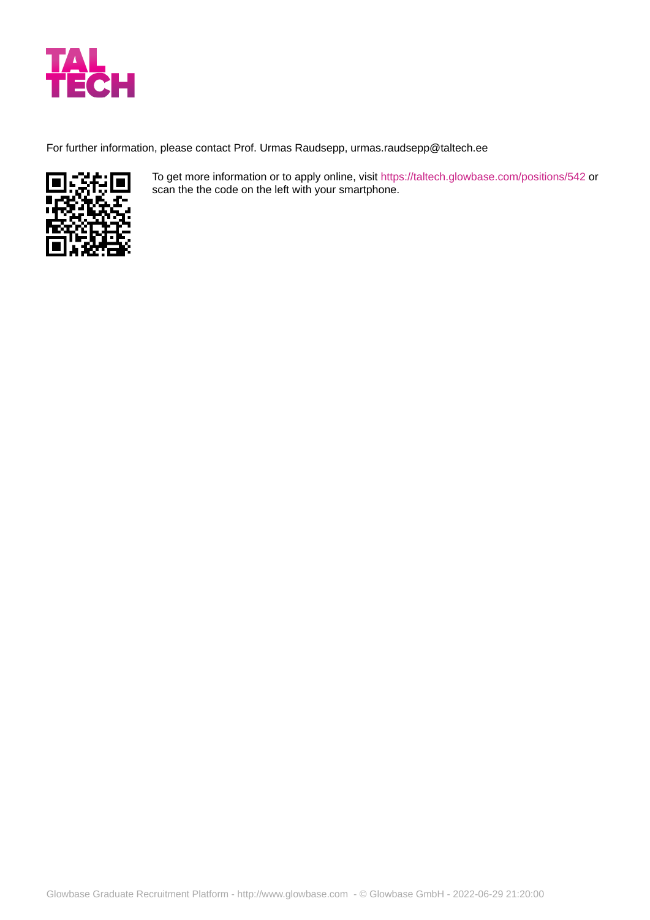For further information, please contact Prof. Urmas Raudsepp, urmas.raudsepp@taltech.ee

To get more information or to apply online, visit https://taltech.glowbase.com/positions/542 or scan the the code on the left with your smartphone.